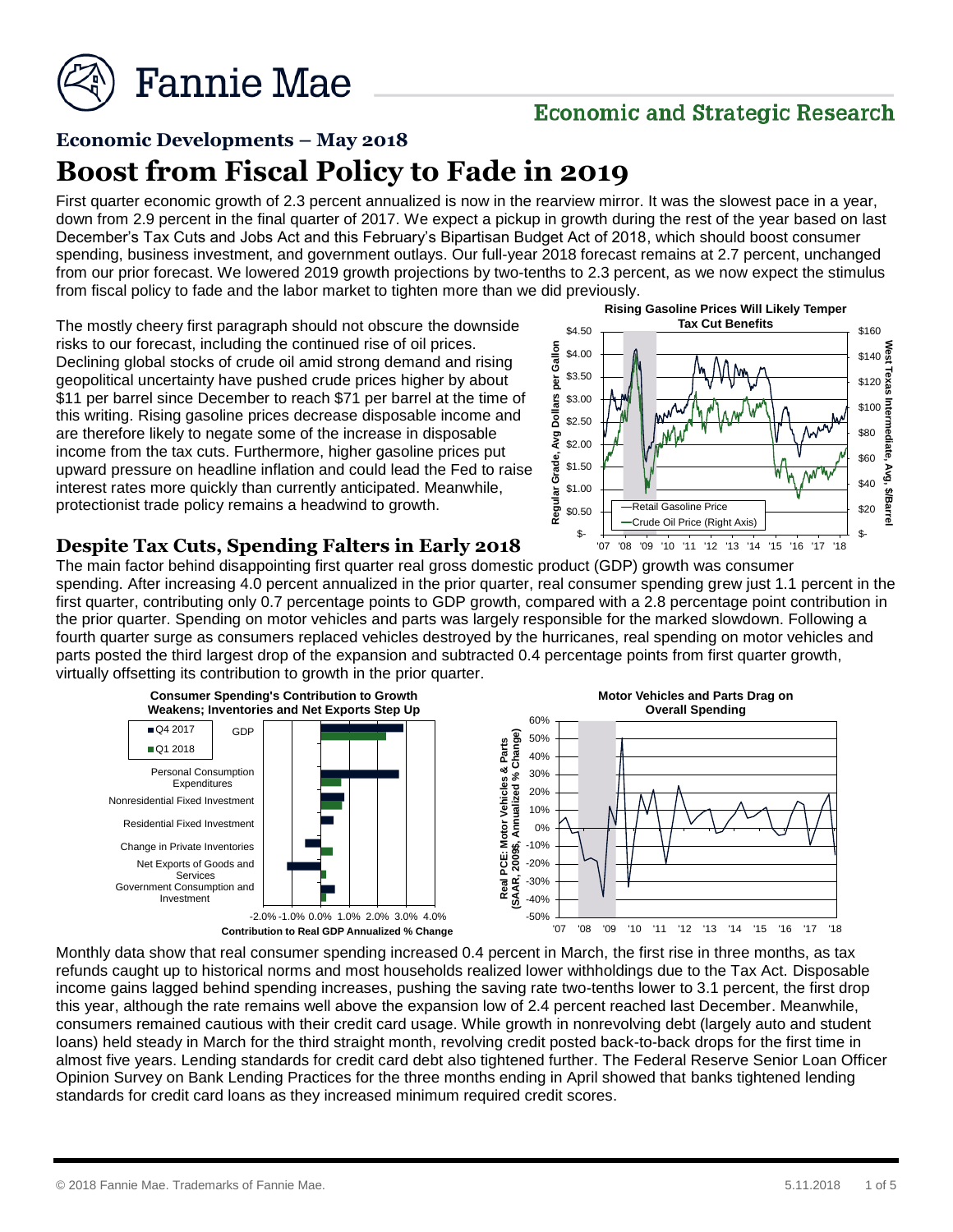Fannie Mae

Economic and Strategic Research

## Economic Developments – May 2018

# Boost from Fiscal Policy to Fade in 2019

First quarter economic growth of 2.3 percent annualized is now in the rearview mirror. It was the slowest pace in a year, down from 2.9 percent in the final quarter of 2017. We expect a pickup in growth during the rest of the year based on last December's Tax Cuts and Jobs Act and this February's Bipartisan Budget Act of 2018, which should boost consumer spending, business investment, and government outlays. Our full-year 2018 forecast remains at 2.7 percent, unchanged from our prior forecast. We lowered 2019 growth projections by two-tenths to 2.3 percent, as we now expect the stimulus from fiscal policy to fade and the labor market to tighten more than we did previously.

The mostly cheery first paragraph should not obscure the downside risks to our forecast, including the continued rise of oil prices. Declining global stocks of crude oil amid strong demand and rising geopolitical uncertainty have pushed crude prices higher by about $11 per barrel since December to reach $71 per barrel at the time of this writing. Rising gasoline prices decrease disposable income and are therefore likely to negate some of the increase in disposable income from the tax cuts. Furthermore, higher gasoline prices put upward pressure on headline inflation and could lead the Fed to raise interest rates more quickly than currently anticipated. Meanwhile, protectionist trade policy remains a headwind to growth.

**Rising Gasoline Prices Will Likely Temper Tax Cut Benefits**

## Despite Tax Cuts, Spending Falters in Early 2018

The main factor behind disappointing first quarter real gross domestic product (GDP) growth was consumer spending. After increasing 4.0 percent annualized in the prior quarter, real consumer spending grew just 1.1 percent in the first quarter, contributing only 0.7 percentage points to GDP growth, compared with a 2.8 percentage point contribution in the prior quarter. Spending on motor vehicles and parts was largely responsible for the marked slowdown. Following a fourth quarter surge as consumers replaced vehicles destroyed by the hurricanes, real spending on motor vehicles and parts posted the third largest drop of the expansion and subtracted 0.4 percentage points from first quarter growth, virtually offsetting its contribution to growth in the prior quarter.

**Consumer Spending's Contribution to Growth Weakens; Inventories and Net Exports Step Up**

**Motor Vehicles and Parts Drag on Overall Spending**

Monthly data show that real consumer spending increased 0.4 percent in March, the first rise in three months, as tax refunds caught up to historical norms and most households realized lower withholdings due to the Tax Act. Disposable income gains lagged behind spending increases, pushing the saving rate two-tenths lower to 3.1 percent, the first drop this year, although the rate remains well above the expansion low of 2.4 percent reached last December. Meanwhile, consumers remained cautious with their credit card usage. While growth in nonrevolving debt (largely auto and student loans) held steady in March for the third straight month, revolving credit posted back-to-back drops for the first time in almost five years. Lending standards for credit card debt also tightened further. The Federal Reserve Senior Loan Officer Opinion Survey on Bank Lending Practices for the three months ending in April showed that banks tightened lending standards for credit card loans as they increased minimum required credit scores.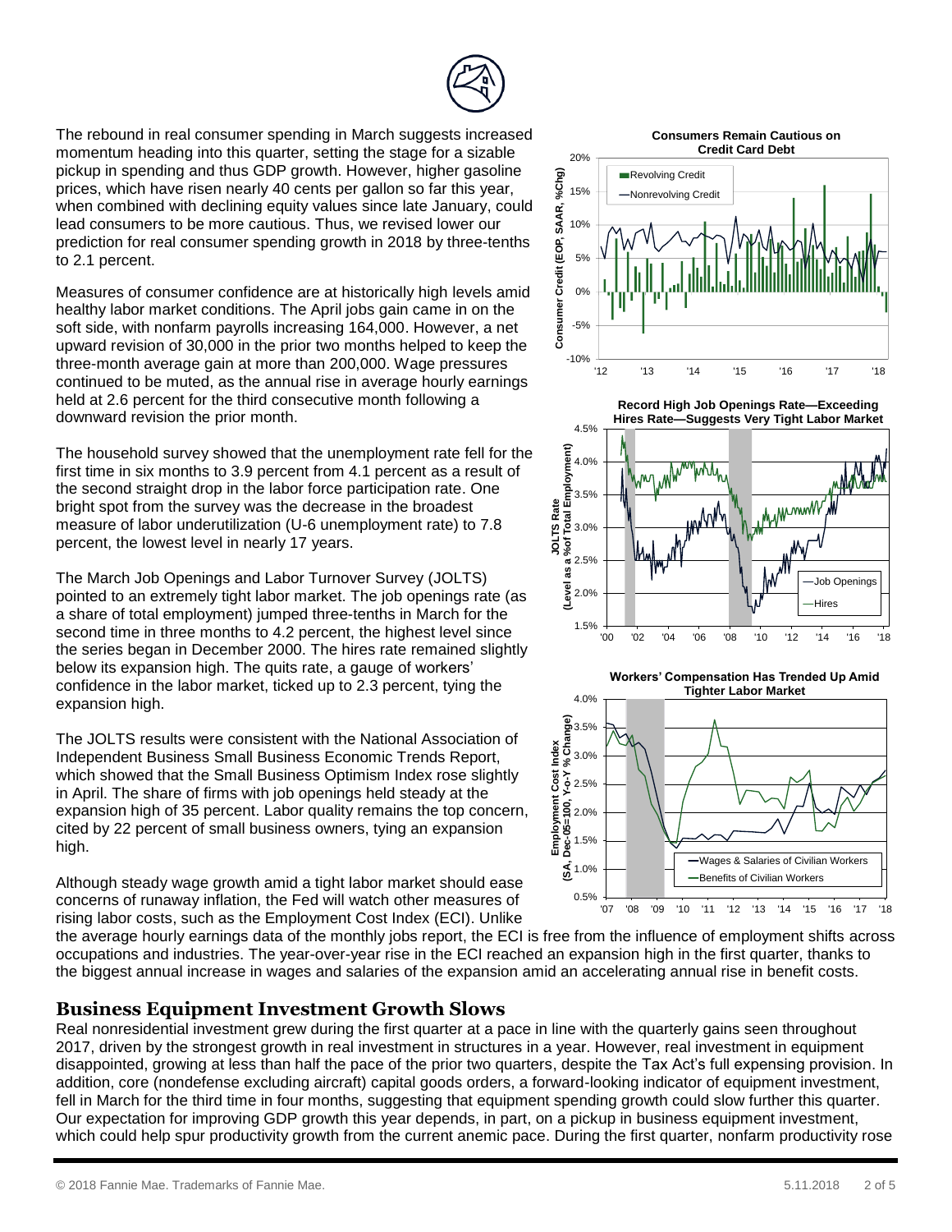The rebound in real consumer spending in March suggests increased momentum heading into this quarter, setting the stage for a sizable pickup in spending and thus GDP growth. However, higher gasoline prices, which have risen nearly 40 cents per gallon so far this year, when combined with declining equity values since late January, could lead consumers to be more cautious. Thus, we revised lower our prediction for real consumer spending growth in 2018 by three-tenths to 2.1 percent.

Measures of consumer confidence are at historically high levels amid healthy labor market conditions. The April jobs gain came in on the soft side, with nonfarm payrolls increasing 164,000. However, a net upward revision of 30,000 in the prior two months helped to keep the three-month average gain at more than 200,000. Wage pressures continued to be muted, as the annual rise in average hourly earnings held at 2.6 percent for the third consecutive month following a downward revision the prior month.

The household survey showed that the unemployment rate fell for the first time in six months to 3.9 percent from 4.1 percent as a result of the second straight drop in the labor force participation rate. One bright spot from the survey was the decrease in the broadest measure of labor underutilization (U-6 unemployment rate) to 7.8 percent, the lowest level in nearly 17 years.

The March Job Openings and Labor Turnover Survey (JOLTS) pointed to an extremely tight labor market. The job openings rate (as a share of total employment) jumped three-tenths in March for the second time in three months to 4.2 percent, the highest level since the series began in December 2000. The hires rate remained slightly below its expansion high. The quits rate, a gauge of workers' confidence in the labor market, ticked up to 2.3 percent, tying the expansion high.

The JOLTS results were consistent with the National Association of Independent Business Small Business Economic Trends Report, which showed that the Small Business Optimism Index rose slightly in April. The share of firms with job openings held steady at the expansion high of 35 percent. Labor quality remains the top concern, cited by 22 percent of small business owners, tying an expansion high.

Although steady wage growth amid a tight labor market should ease concerns of runaway inflation, the Fed will watch other measures of rising labor costs, such as the Employment Cost Index (ECI). Unlike the average hourly earnings data of the monthly jobs report, the ECI is free from the influence of employment shifts across occupations and industries. The year-over-year rise in the ECI reached an expansion high in the first quarter, thanks to the biggest annual increase in wages and salaries of the expansion amid an accelerating annual rise in benefit costs.

**Consumers Remain Cautious on Credit Card Debt**

**Record High Job Openings Rate—Exceeding Hires Rate—Suggests Very Tight Labor Market**

**Workers' Compensation Has Trended Up Amid Tighter Labor Market**

## Business Equipment Investment Growth Slows

Real nonresidential investment grew during the first quarter at a pace in line with the quarterly gains seen throughout 2017, driven by the strongest growth in real investment in structures in a year. However, real investment in equipment disappointed, growing at less than half the pace of the prior two quarters, despite the Tax Act's full expensing provision. In addition, core (nondefense excluding aircraft) capital goods orders, a forward-looking indicator of equipment investment, fell in March for the third time in four months, suggesting that equipment spending growth could slow further this quarter. Our expectation for improving GDP growth this year depends, in part, on a pickup in business equipment investment, which could help spur productivity growth from the current anemic pace. During the first quarter, nonfarm productivity rose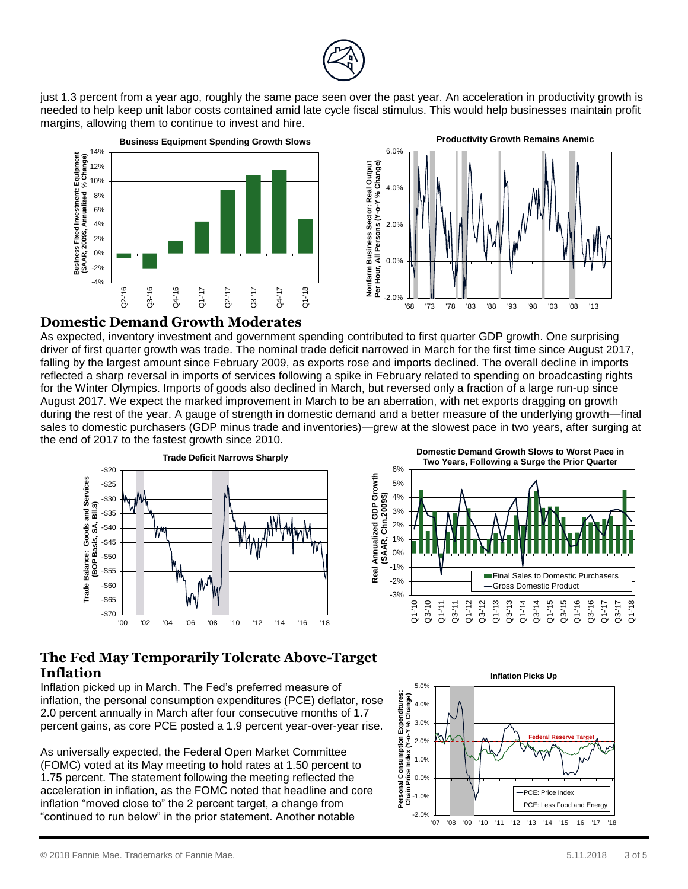just 1.3 percent from a year ago, roughly the same pace seen over the past year. An acceleration in productivity growth is needed to help keep unit labor costs contained amid late cycle fiscal stimulus. This would help businesses maintain profit margins, allowing them to continue to invest and hire.

**Business Equipment Spending Growth Slows**

**Productivity Growth Remains Anemic**

## Domestic Demand Growth Moderates

As expected, inventory investment and government spending contributed to first quarter GDP growth. One surprising driver of first quarter growth was trade. The nominal trade deficit narrowed in March for the first time since August 2017, falling by the largest amount since February 2009, as exports rose and imports declined. The overall decline in imports reflected a sharp reversal in imports of services following a spike in February related to spending on broadcasting rights for the Winter Olympics. Imports of goods also declined in March, but reversed only a fraction of a large run-up since August 2017. We expect the marked improvement in March to be an aberration, with net exports dragging on growth during the rest of the year. A gauge of strength in domestic demand and a better measure of the underlying growth—final sales to domestic purchasers (GDP minus trade and inventories)—grew at the slowest pace in two years, after surging at the end of 2017 to the fastest growth since 2010.

**Trade Deficit Narrows Sharply**

**Domestic Demand Growth Slows to Worst Pace in Two Years, Following a Surge the Prior Quarter**

## The Fed May Temporarily Tolerate Above-Target Inflation

Inflation picked up in March. The Fed's preferred measure of inflation, the personal consumption expenditures (PCE) deflator, rose 2.0 percent annually in March after four consecutive months of 1.7 percent gains, as core PCE posted a 1.9 percent year-over-year rise.

As universally expected, the Federal Open Market Committee (FOMC) voted at its May meeting to hold rates at 1.50 percent to 1.75 percent. The statement following the meeting reflected the acceleration in inflation, as the FOMC noted that headline and core inflation "moved close to" the 2 percent target, a change from "continued to run below" in the prior statement. Another notable

**Inflation Picks Up**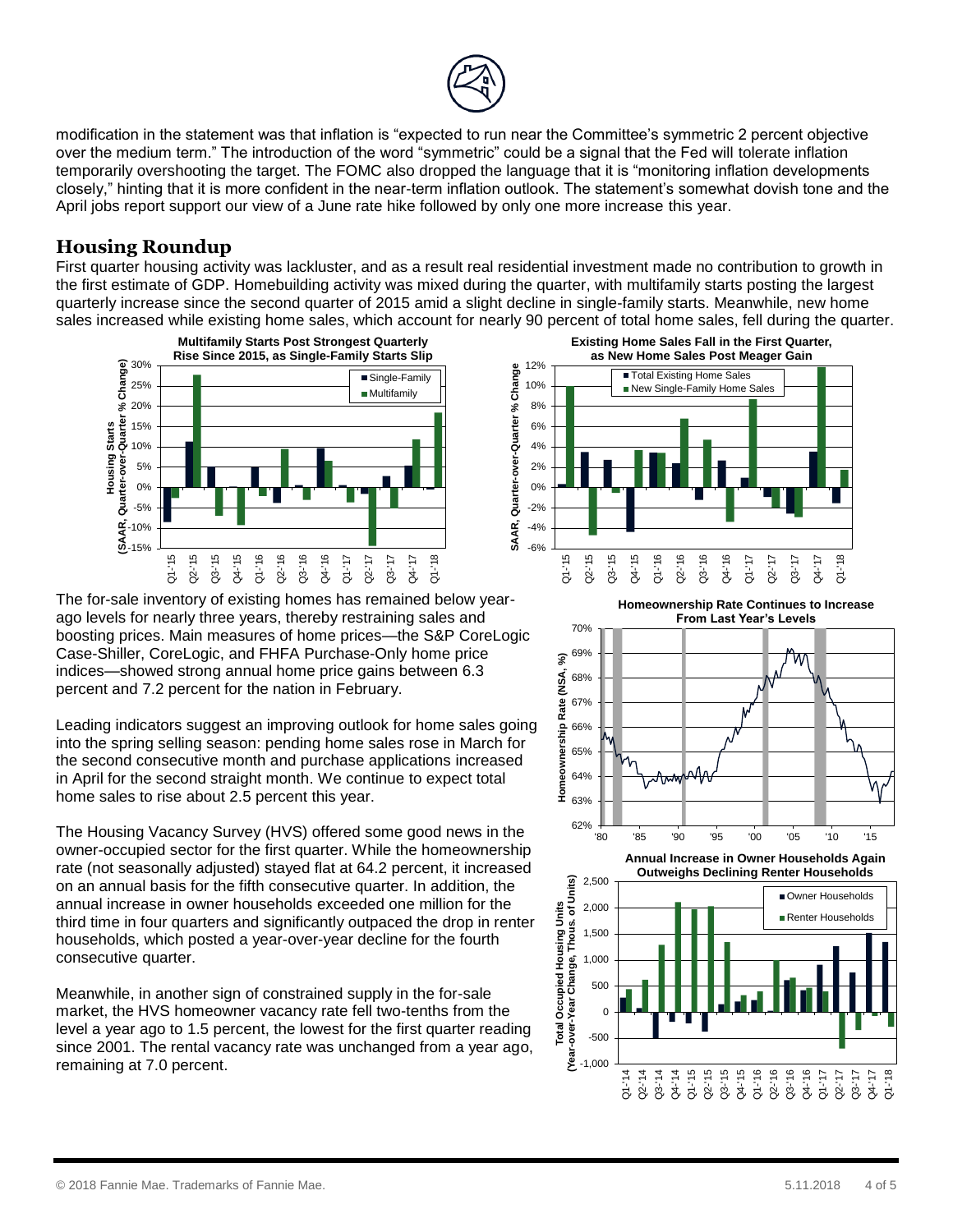modification in the statement was that inflation is "expected to run near the Committee's symmetric 2 percent objective over the medium term." The introduction of the word "symmetric" could be a signal that the Fed will tolerate inflation temporarily overshooting the target. The FOMC also dropped the language that it is "monitoring inflation developments closely," hinting that it is more confident in the near-term inflation outlook. The statement's somewhat dovish tone and the April jobs report support our view of a June rate hike followed by only one more increase this year.

## Housing Roundup

First quarter housing activity was lackluster, and as a result real residential investment made no contribution to growth in the first estimate of GDP. Homebuilding activity was mixed during the quarter, with multifamily starts posting the largest quarterly increase since the second quarter of 2015 amid a slight decline in single-family starts. Meanwhile, new home sales increased while existing home sales, which account for nearly 90 percent of total home sales, fell during the quarter.

**Multifamily Starts Post Strongest Quarterly Rise Since 2015, as Single-Family Starts Slip**

**Existing Home Sales Fall in the First Quarter, as New Home Sales Post Meager Gain**

The for-sale inventory of existing homes has remained below year-ago levels for nearly three years, thereby restraining sales and boosting prices. Main measures of home prices—the S&P CoreLogic Case-Shiller, CoreLogic, and FHFA Purchase-Only home price indices—showed strong annual home price gains between 6.3 percent and 7.2 percent for the nation in February.

Leading indicators suggest an improving outlook for home sales going into the spring selling season: pending home sales rose in March for the second consecutive month and purchase applications increased in April for the second straight month. We continue to expect total home sales to rise about 2.5 percent this year.

The Housing Vacancy Survey (HVS) offered some good news in the owner-occupied sector for the first quarter. While the homeownership rate (not seasonally adjusted) stayed flat at 64.2 percent, it increased on an annual basis for the fifth consecutive quarter. In addition, the annual increase in owner households exceeded one million for the third time in four quarters and significantly outpaced the drop in renter households, which posted a year-over-year decline for the fourth consecutive quarter.

Meanwhile, in another sign of constrained supply in the for-sale market, the HVS homeowner vacancy rate fell two-tenths from the level a year ago to 1.5 percent, the lowest for the first quarter reading since 2001. The rental vacancy rate was unchanged from a year ago, remaining at 7.0 percent.

**Homeownership Rate Continues to Increase From Last Year's Levels**

**Annual Increase in Owner Households Again Outweighs Declining Renter Households**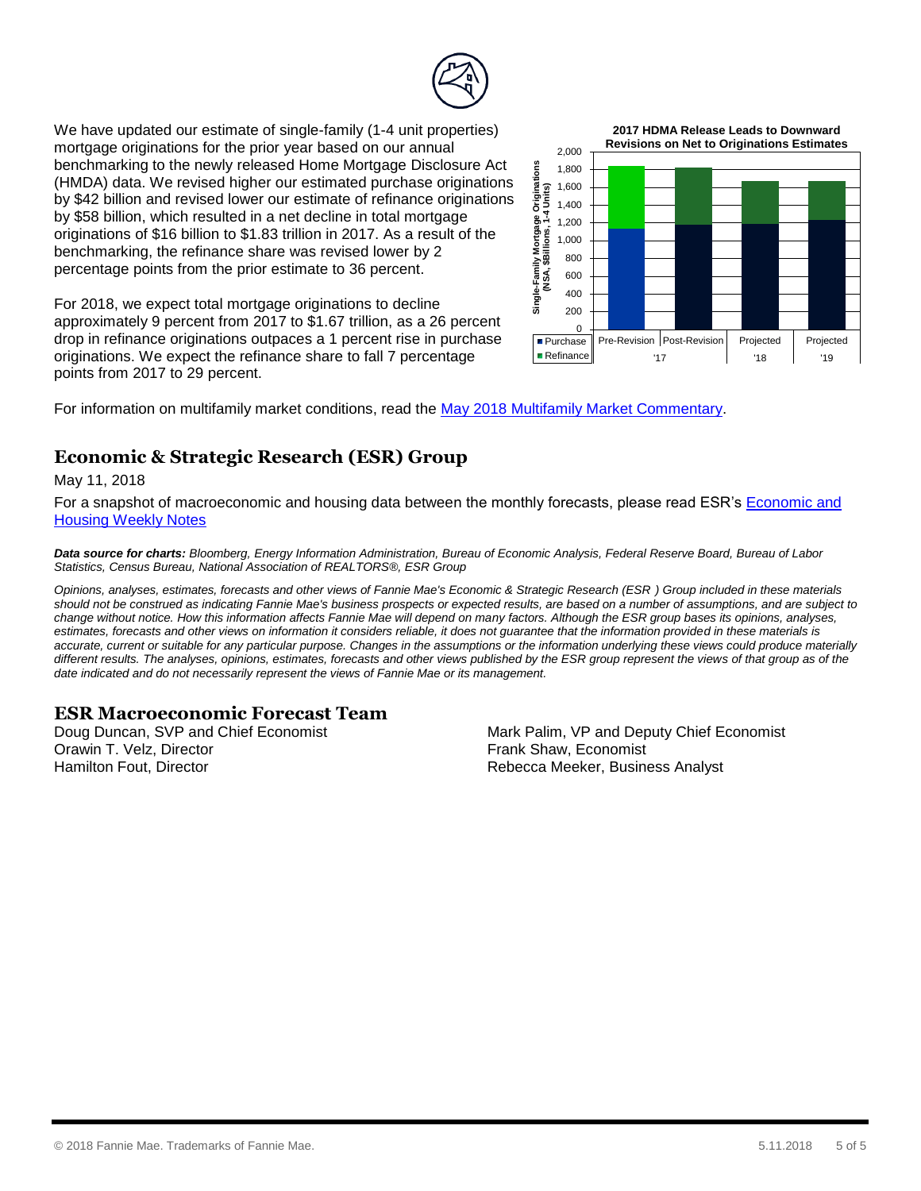We have updated our estimate of single-family (1-4 unit properties) mortgage originations for the prior year based on our annual benchmarking to the newly released Home Mortgage Disclosure Act (HMDA) data. We revised higher our estimated purchase originations by $42 billion and revised lower our estimate of refinance originations by $58 billion, which resulted in a net decline in total mortgage originations of $16 billion to $1.83 trillion in 2017. As a result of the benchmarking, the refinance share was revised lower by 2 percentage points from the prior estimate to 36 percent.

For 2018, we expect total mortgage originations to decline approximately 9 percent from 2017 to $1.67 trillion, as a 26 percent drop in refinance originations outpaces a 1 percent rise in purchase originations. We expect the refinance share to fall 7 percentage points from 2017 to 29 percent.

**2017 HDMA Release Leads to Downward Revisions on Net to Originations Estimates**

Single-Family Mortgage Originations (NSA, $Billions, 1-4 Units)

2,000
1,800
1,600
1,400
1,200
1,000
800
600
400
200
0

Pre-Revision
Post-Revision
Projected
Projected

'17
'18
'19

Purchase
Refinance

For information on multifamily market conditions, read the [May 2018 Multifamily Market Commentary].

## Economic & Strategic Research (ESR) Group

May 11, 2018

For a snapshot of macroeconomic and housing data between the monthly forecasts, please read ESR's [Economic and Housing Weekly Notes]

***Data source for charts:*** *Bloomberg, Energy Information Administration, Bureau of Economic Analysis, Federal Reserve Board, Bureau of Labor Statistics, Census Bureau, National Association of REALTORS®, ESR Group*

*Opinions, analyses, estimates, forecasts and other views of Fannie Mae's Economic & Strategic Research (ESR ) Group included in these materials should not be construed as indicating Fannie Mae's business prospects or expected results, are based on a number of assumptions, and are subject to change without notice. How this information affects Fannie Mae will depend on many factors. Although the ESR group bases its opinions, analyses, estimates, forecasts and other views on information it considers reliable, it does not guarantee that the information provided in these materials is accurate, current or suitable for any particular purpose. Changes in the assumptions or the information underlying these views could produce materially different results. The analyses, opinions, estimates, forecasts and other views published by the ESR group represent the views of that group as of the date indicated and do not necessarily represent the views of Fannie Mae or its management.*

## ESR Macroeconomic Forecast Team

Doug Duncan, SVP and Chief Economist
Orawin T. Velz, Director
Hamilton Fout, Director
Mark Palim, VP and Deputy Chief Economist
Frank Shaw, Economist
Rebecca Meeker, Business Analyst

© 2018 Fannie Mae. Trademarks of Fannie Mae.